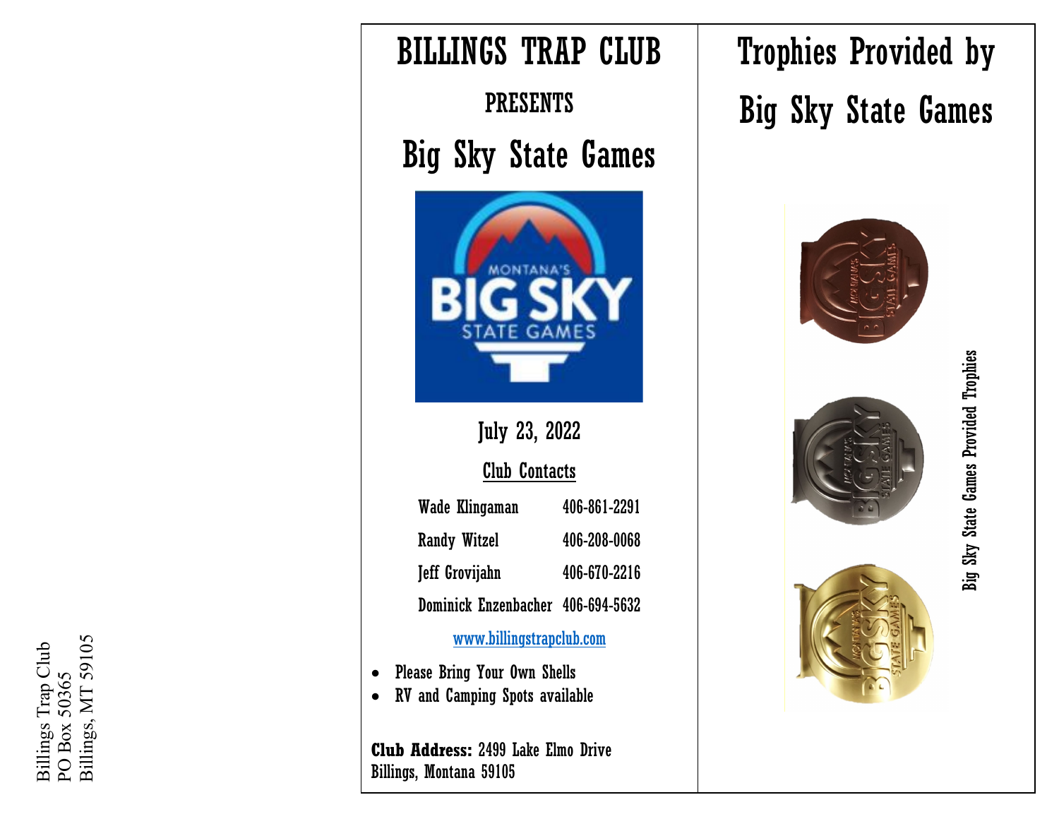Billings Trap Club
PO Box 50365
Billings, MT 59105

# BILLINGS TRAP CLUB

## PRESENTS

# Big Sky State Games

MONTANA'S BIG SKY STATE GAMES

## July 23, 2022

### Club Contacts

| | |
|---|---|
| Wade Klingaman | 406-861-2291 |
| Randy Witzel | 406-208-0068 |
| Jeff Grovijahn | 406-670-2216 |
| Dominick Enzenbacher | 406-694-5632 |

www.billingstrapclub.com

- Please Bring Your Own Shells
- RV and Camping Spots available

**Club Address:** 2499 Lake Elmo Drive
Billings, Montana 59105

# Trophies Provided by Big Sky State Games

Big Sky State Games Provided Trophies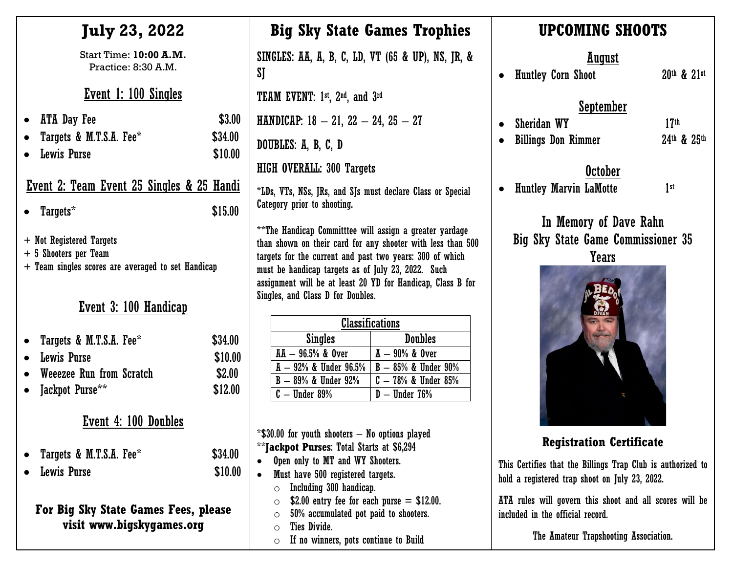# July 23, 2022

Start Time: **10:00 A.M.**
Practice: 8:30 A.M.

## Event 1: 100 Singles

- ATA Day Fee $3.00
- Targets & M.T.S.A. Fee* $34.00
- Lewis Purse $10.00

## Event 2: Team Event 25 Singles & 25 Handi

- Targets* $15.00

+ Not Registered Targets
+ 5 Shooters per Team
+ Team singles scores are averaged to set Handicap

## Event 3: 100 Handicap

- Targets & M.T.S.A. Fee* $34.00
- Lewis Purse $10.00
- Weeezee Run from Scratch $2.00
- Jackpot Purse** $12.00

## Event 4: 100 Doubles

- Targets & M.T.S.A. Fee* $34.00
- Lewis Purse $10.00

**For Big Sky State Games Fees, please visit www.bigskygames.org**

# Big Sky State Games Trophies

SINGLES: AA, A, B, C, LD, VT (65 & UP), NS, JR, & SJ

TEAM EVENT: 1st, 2nd, and 3rd

HANDICAP: 18 – 21, 22 – 24, 25 – 27

DOUBLES: A, B, C, D

HIGH OVERALL: 300 Targets

*LDs, VTs, NSs, JRs, and SJs must declare Class or Special Category prior to shooting.

**The Handicap Committtee will assign a greater yardage than shown on their card for any shooter with less than 500 targets for the current and past two years: 300 of which must be handicap targets as of July 23, 2022. Such assignment will be at least 20 YD for Handicap, Class B for Singles, and Class D for Doubles.

| Classifications | |
|---|---|
| Singles | Doubles |
| AA – 96.5% & Over | A – 90% & Over |
| A – 92% & Under 96.5% | B – 85% & Under 90% |
| B – 89% & Under 92% | C – 78% & Under 85% |
| C – Under 89% | D – Under 76% |

*$30.00 for youth shooters – No options played
****Jackpot Purses**: Total Starts at $6,294

- Open only to MT and WY Shooters.
- Must have 500 registered targets.
  - Including 300 handicap.
  - $2.00 entry fee for each purse = $12.00.
  - 50% accumulated pot paid to shooters.
  - Ties Divide.
  - If no winners, pots continue to Build

# UPCOMING SHOOTS

## August

- Huntley Corn Shoot 20th & 21st

## September

- Sheridan WY 17th
- Billings Don Rimmer 24th & 25th

## October

- Huntley Marvin LaMotte 1st

## In Memory of Dave Rahn Big Sky State Game Commissioner 35 Years

### Registration Certificate

This Certifies that the Billings Trap Club is authorized to hold a registered trap shoot on July 23, 2022.

ATA rules will govern this shoot and all scores will be included in the official record.

The Amateur Trapshooting Association.